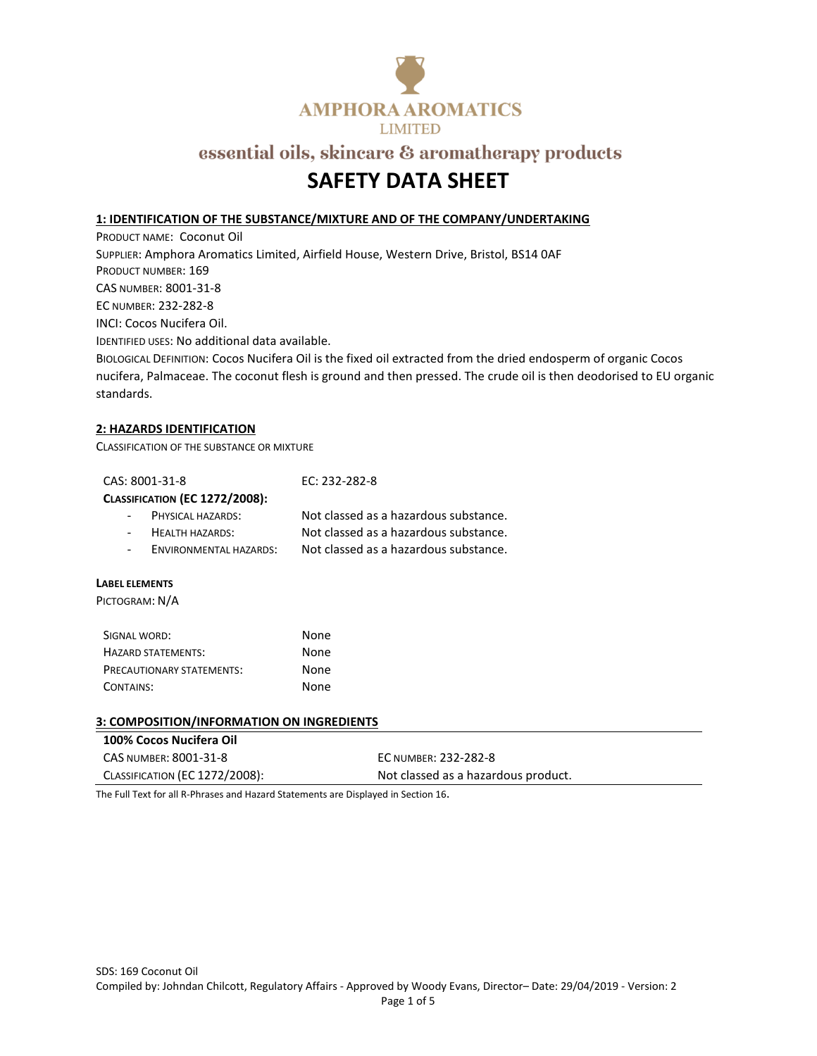AMPHORA AROMATICS
LIMITED

essential oils, skincare & aromatherapy products

# SAFETY DATA SHEET

## 1: IDENTIFICATION OF THE SUBSTANCE/MIXTURE AND OF THE COMPANY/UNDERTAKING

PRODUCT NAME: Coconut Oil
SUPPLIER: Amphora Aromatics Limited, Airfield House, Western Drive, Bristol, BS14 0AF
PRODUCT NUMBER: 169
CAS NUMBER: 8001-31-8
EC NUMBER: 232-282-8
INCI: Cocos Nucifera Oil.
IDENTIFIED USES: No additional data available.
BIOLOGICAL DEFINITION: Cocos Nucifera Oil is the fixed oil extracted from the dried endosperm of organic Cocos nucifera, Palmaceae. The coconut flesh is ground and then pressed. The crude oil is then deodorised to EU organic standards.

## 2: HAZARDS IDENTIFICATION

CLASSIFICATION OF THE SUBSTANCE OR MIXTURE

CAS: 8001-31-8 EC: 232-282-8

**CLASSIFICATION (EC 1272/2008):**

- PHYSICAL HAZARDS: Not classed as a hazardous substance.
- HEALTH HAZARDS: Not classed as a hazardous substance.
- ENVIRONMENTAL HAZARDS: Not classed as a hazardous substance.

**LABEL ELEMENTS**

PICTOGRAM: N/A

| | |
|---|---|
| SIGNAL WORD: | None |
| HAZARD STATEMENTS: | None |
| PRECAUTIONARY STATEMENTS: | None |
| CONTAINS: | None |

## 3: COMPOSITION/INFORMATION ON INGREDIENTS

| **100% Cocos Nucifera Oil** | |
|---|---|
| CAS NUMBER: 8001-31-8 | EC NUMBER: 232-282-8 |
| CLASSIFICATION (EC 1272/2008): | Not classed as a hazardous product. |

The Full Text for all R-Phrases and Hazard Statements are Displayed in Section 16.

SDS: 169 Coconut Oil
Compiled by: Johndan Chilcott, Regulatory Affairs - Approved by Woody Evans, Director– Date: 29/04/2019 - Version: 2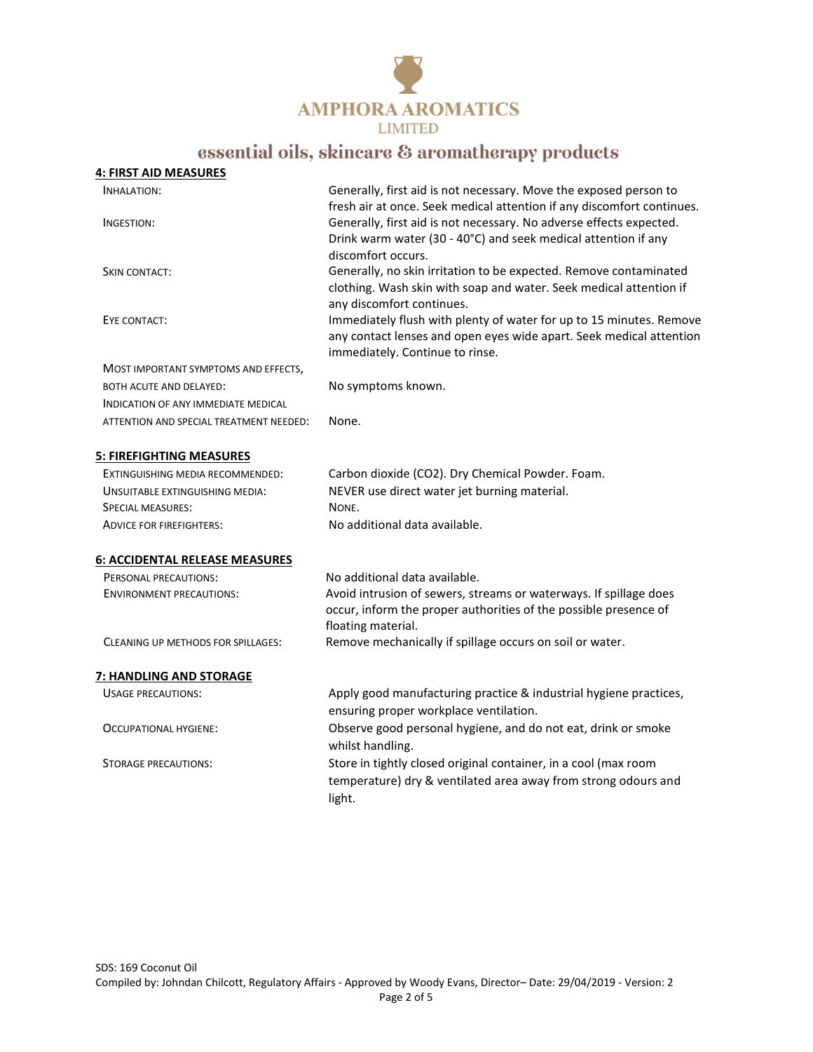## 4: FIRST AID MEASURES

| | |
|---|---|
| INHALATION: | Generally, first aid is not necessary. Move the exposed person to fresh air at once. Seek medical attention if any discomfort continues. |
| INGESTION: | Generally, first aid is not necessary. No adverse effects expected. Drink warm water (30 - 40°C) and seek medical attention if any discomfort occurs. |
| SKIN CONTACT: | Generally, no skin irritation to be expected. Remove contaminated clothing. Wash skin with soap and water. Seek medical attention if any discomfort continues. |
| EYE CONTACT: | Immediately flush with plenty of water for up to 15 minutes. Remove any contact lenses and open eyes wide apart. Seek medical attention immediately. Continue to rinse. |
| MOST IMPORTANT SYMPTOMS AND EFFECTS, BOTH ACUTE AND DELAYED: | No symptoms known. |
| INDICATION OF ANY IMMEDIATE MEDICAL ATTENTION AND SPECIAL TREATMENT NEEDED: | None. |

## 5: FIREFIGHTING MEASURES

| | |
|---|---|
| EXTINGUISHING MEDIA RECOMMENDED: | Carbon dioxide ($CO_2$). Dry Chemical Powder. Foam. |
| UNSUITABLE EXTINGUISHING MEDIA: | NEVER use direct water jet burning material. |
| SPECIAL MEASURES: | NONE. |
| ADVICE FOR FIREFIGHTERS: | No additional data available. |

## 6: ACCIDENTAL RELEASE MEASURES

| | |
|---|---|
| PERSONAL PRECAUTIONS: | No additional data available. |
| ENVIRONMENT PRECAUTIONS: | Avoid intrusion of sewers, streams or waterways. If spillage does occur, inform the proper authorities of the possible presence of floating material. |
| CLEANING UP METHODS FOR SPILLAGES: | Remove mechanically if spillage occurs on soil or water. |

## 7: HANDLING AND STORAGE

| | |
|---|---|
| USAGE PRECAUTIONS: | Apply good manufacturing practice & industrial hygiene practices, ensuring proper workplace ventilation. |
| OCCUPATIONAL HYGIENE: | Observe good personal hygiene, and do not eat, drink or smoke whilst handling. |
| STORAGE PRECAUTIONS: | Store in tightly closed original container, in a cool (max room temperature) dry & ventilated area away from strong odours and light. |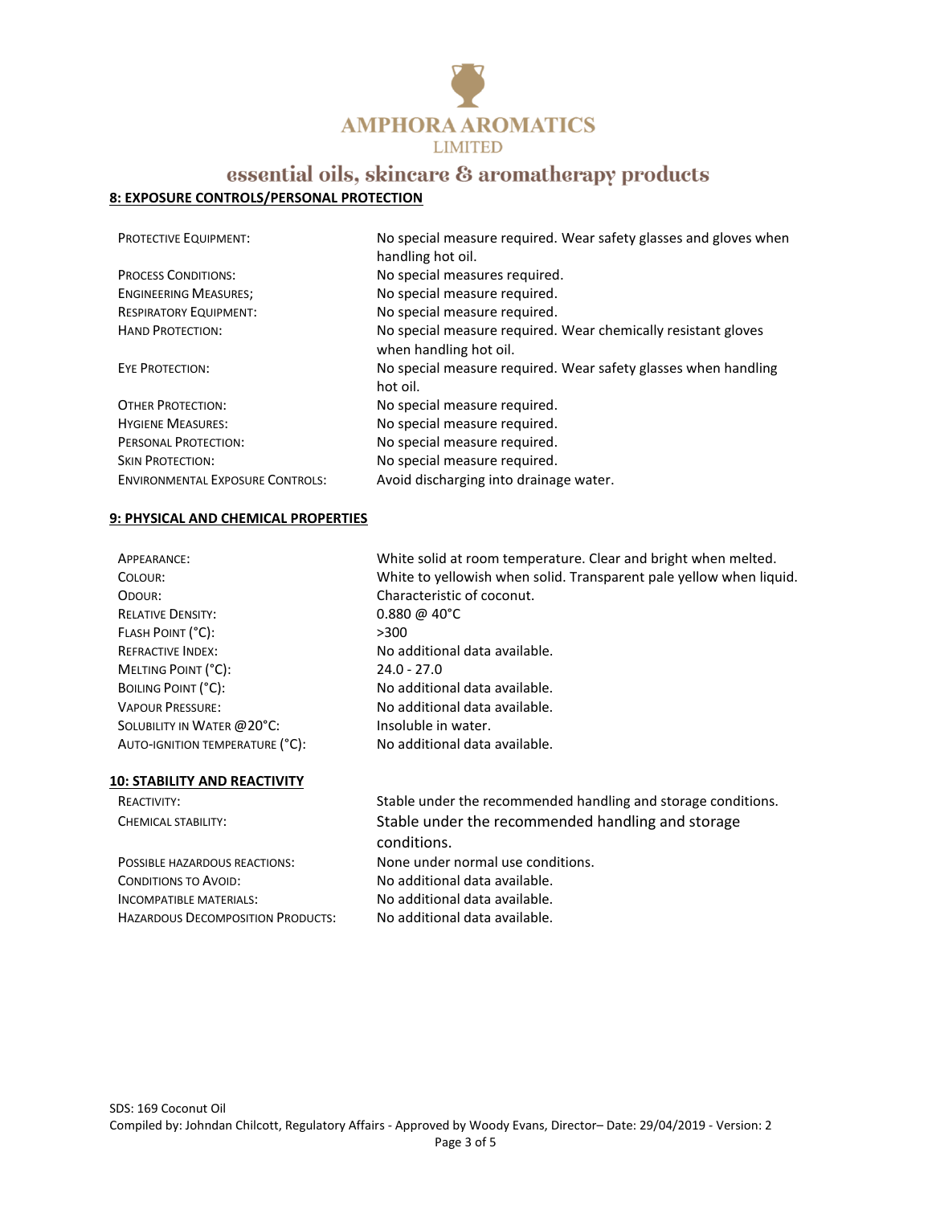## 8: EXPOSURE CONTROLS/PERSONAL PROTECTION

| | |
|---|---|
| PROTECTIVE EQUIPMENT: | No special measure required. Wear safety glasses and gloves when handling hot oil. |
| PROCESS CONDITIONS: | No special measures required. |
| ENGINEERING MEASURES; | No special measure required. |
| RESPIRATORY EQUIPMENT: | No special measure required. |
| HAND PROTECTION: | No special measure required. Wear chemically resistant gloves when handling hot oil. |
| EYE PROTECTION: | No special measure required. Wear safety glasses when handling hot oil. |
| OTHER PROTECTION: | No special measure required. |
| HYGIENE MEASURES: | No special measure required. |
| PERSONAL PROTECTION: | No special measure required. |
| SKIN PROTECTION: | No special measure required. |
| ENVIRONMENTAL EXPOSURE CONTROLS: | Avoid discharging into drainage water. |

## 9: PHYSICAL AND CHEMICAL PROPERTIES

| | |
|---|---|
| APPEARANCE: | White solid at room temperature. Clear and bright when melted. |
| COLOUR: | White to yellowish when solid. Transparent pale yellow when liquid. |
| ODOUR: | Characteristic of coconut. |
| RELATIVE DENSITY: | 0.880 @ 40°C |
| FLASH POINT (°C): | >300 |
| REFRACTIVE INDEX: | No additional data available. |
| MELTING POINT (°C): | 24.0 - 27.0 |
| BOILING POINT (°C): | No additional data available. |
| VAPOUR PRESSURE: | No additional data available. |
| SOLUBILITY IN WATER @20°C: | Insoluble in water. |
| AUTO-IGNITION TEMPERATURE (°C): | No additional data available. |

## 10: STABILITY AND REACTIVITY

| | |
|---|---|
| REACTIVITY: | Stable under the recommended handling and storage conditions. |
| CHEMICAL STABILITY: | Stable under the recommended handling and storage conditions. |
| POSSIBLE HAZARDOUS REACTIONS: | None under normal use conditions. |
| CONDITIONS TO AVOID: | No additional data available. |
| INCOMPATIBLE MATERIALS: | No additional data available. |
| HAZARDOUS DECOMPOSITION PRODUCTS: | No additional data available. |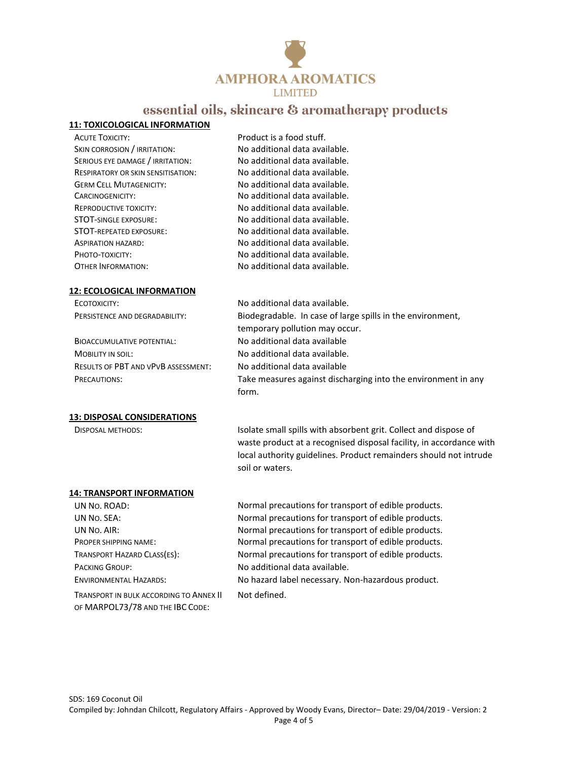## 11: TOXICOLOGICAL INFORMATION

| | |
|---|---|
| ACUTE TOXICITY: | Product is a food stuff. |
| SKIN CORROSION / IRRITATION: | No additional data available. |
| SERIOUS EYE DAMAGE / IRRITATION: | No additional data available. |
| RESPIRATORY OR SKIN SENSITISATION: | No additional data available. |
| GERM CELL MUTAGENICITY: | No additional data available. |
| CARCINOGENICITY: | No additional data available. |
| REPRODUCTIVE TOXICITY: | No additional data available. |
| STOT-SINGLE EXPOSURE: | No additional data available. |
| STOT-REPEATED EXPOSURE: | No additional data available. |
| ASPIRATION HAZARD: | No additional data available. |
| PHOTO-TOXICITY: | No additional data available. |
| OTHER INFORMATION: | No additional data available. |

## 12: ECOLOGICAL INFORMATION

| | |
|---|---|
| ECOTOXICITY: | No additional data available. |
| PERSISTENCE AND DEGRADABILITY: | Biodegradable. In case of large spills in the environment, temporary pollution may occur. |
| BIOACCUMULATIVE POTENTIAL: | No additional data available |
| MOBILITY IN SOIL: | No additional data available. |
| RESULTS OF PBT AND VPVB ASSESSMENT: | No additional data available |
| PRECAUTIONS: | Take measures against discharging into the environment in any form. |

## 13: DISPOSAL CONSIDERATIONS

| | |
|---|---|
| DISPOSAL METHODS: | Isolate small spills with absorbent grit. Collect and dispose of waste product at a recognised disposal facility, in accordance with local authority guidelines. Product remainders should not intrude soil or waters. |

## 14: TRANSPORT INFORMATION

| | |
|---|---|
| UN NO. ROAD: | Normal precautions for transport of edible products. |
| UN NO. SEA: | Normal precautions for transport of edible products. |
| UN NO. AIR: | Normal precautions for transport of edible products. |
| PROPER SHIPPING NAME: | Normal precautions for transport of edible products. |
| TRANSPORT HAZARD CLASS(ES): | Normal precautions for transport of edible products. |
| PACKING GROUP: | No additional data available. |
| ENVIRONMENTAL HAZARDS: | No hazard label necessary. Non-hazardous product. |
| TRANSPORT IN BULK ACCORDING TO ANNEX II OF MARPOL73/78 AND THE IBC CODE: | Not defined. |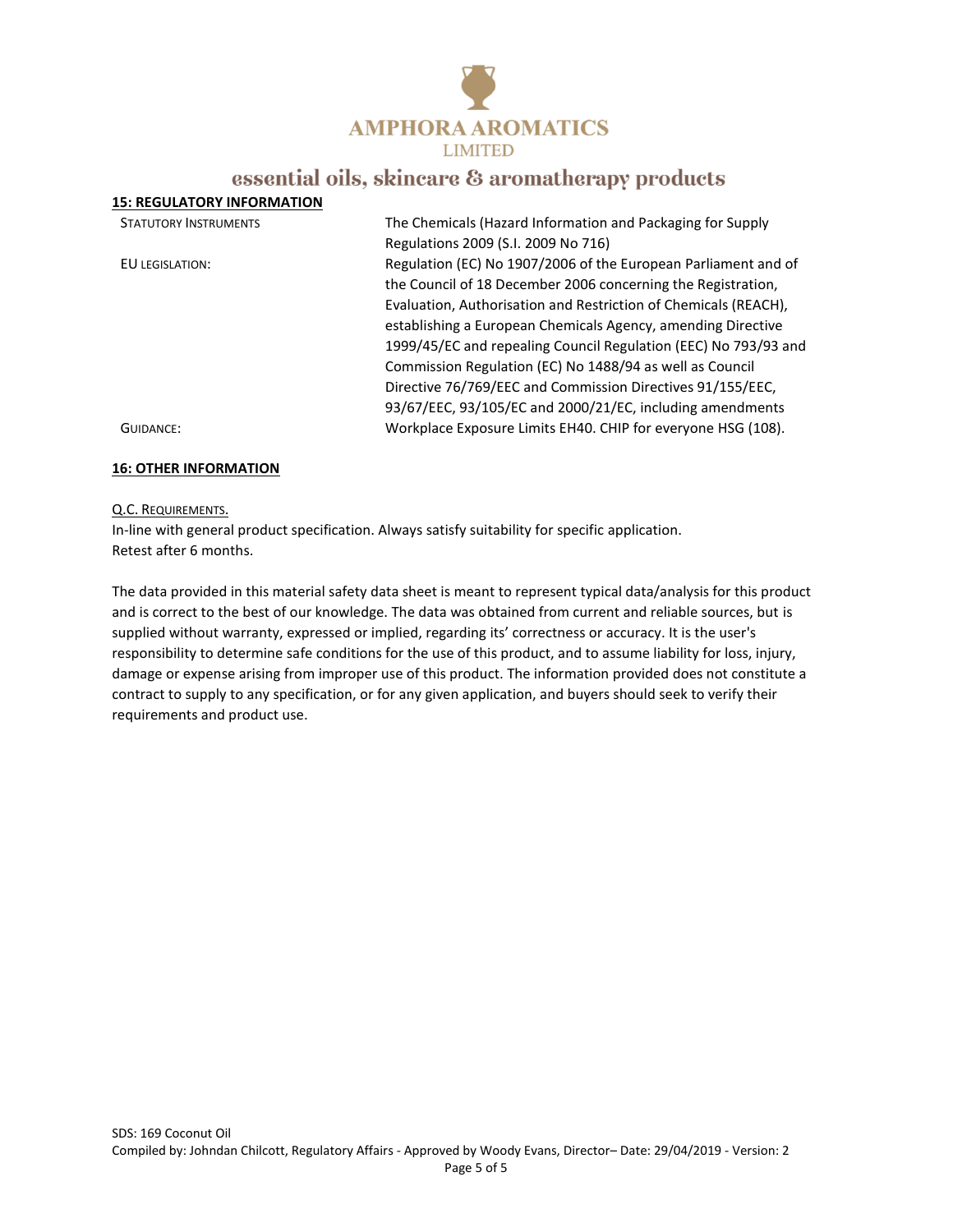## 15: REGULATORY INFORMATION

| | |
|---|---|
| STATUTORY INSTRUMENTS | The Chemicals (Hazard Information and Packaging for Supply Regulations 2009 (S.I. 2009 No 716) |
| EU LEGISLATION: | Regulation (EC) No 1907/2006 of the European Parliament and of the Council of 18 December 2006 concerning the Registration, Evaluation, Authorisation and Restriction of Chemicals (REACH), establishing a European Chemicals Agency, amending Directive 1999/45/EC and repealing Council Regulation (EEC) No 793/93 and Commission Regulation (EC) No 1488/94 as well as Council Directive 76/769/EEC and Commission Directives 91/155/EEC, 93/67/EEC, 93/105/EC and 2000/21/EC, including amendments |
| GUIDANCE: | Workplace Exposure Limits EH40. CHIP for everyone HSG (108). |

## 16: OTHER INFORMATION

Q.C. REQUIREMENTS.

In-line with general product specification. Always satisfy suitability for specific application.
Retest after 6 months.

The data provided in this material safety data sheet is meant to represent typical data/analysis for this product and is correct to the best of our knowledge. The data was obtained from current and reliable sources, but is supplied without warranty, expressed or implied, regarding its' correctness or accuracy. It is the user's responsibility to determine safe conditions for the use of this product, and to assume liability for loss, injury, damage or expense arising from improper use of this product. The information provided does not constitute a contract to supply to any specification, or for any given application, and buyers should seek to verify their requirements and product use.